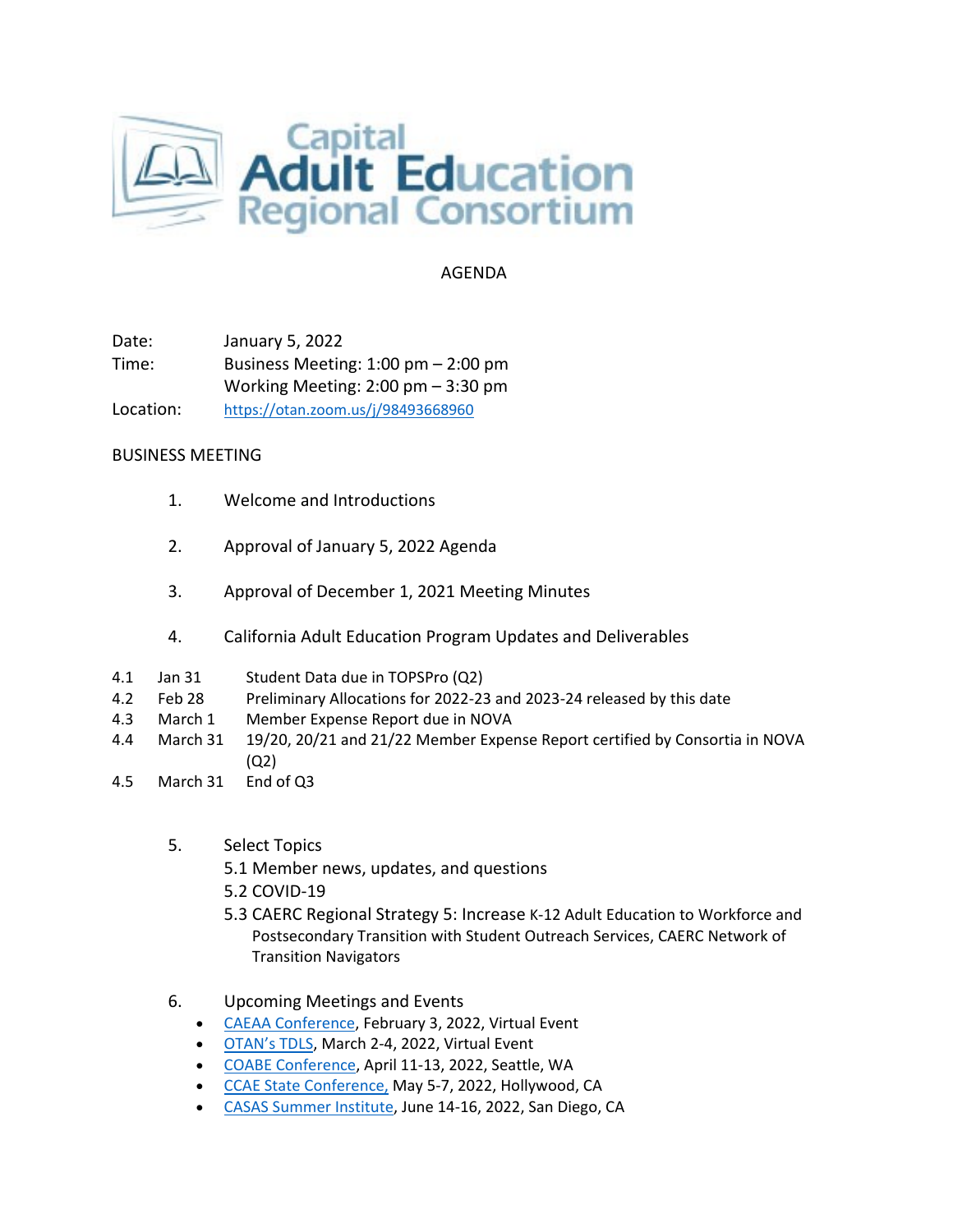# Capital Adult Education Regional Consortium

## AGENDA

Date: January 5, 2022

Time: Business Meeting: 1:00 pm – 2:00 pm
Working Meeting: 2:00 pm – 3:30 pm

Location: https://otan.zoom.us/j/98493668960

## BUSINESS MEETING

1. Welcome and Introductions

2. Approval of January 5, 2022 Agenda

3. Approval of December 1, 2021 Meeting Minutes

4. California Adult Education Program Updates and Deliverables

| | | |
|---|---|---|
| 4.1 | Jan 31 | Student Data due in TOPSPro (Q2) |
| 4.2 | Feb 28 | Preliminary Allocations for 2022-23 and 2023-24 released by this date |
| 4.3 | March 1 | Member Expense Report due in NOVA |
| 4.4 | March 31 | 19/20, 20/21 and 21/22 Member Expense Report certified by Consortia in NOVA (Q2) |
| 4.5 | March 31 | End of Q3 |

5. Select Topics
   - 5.1 Member news, updates, and questions
   - 5.2 COVID-19
   - 5.3 CAERC Regional Strategy 5: Increase K-12 Adult Education to Workforce and Postsecondary Transition with Student Outreach Services, CAERC Network of Transition Navigators

6. Upcoming Meetings and Events
   - CAEAA Conference, February 3, 2022, Virtual Event
   - OTAN's TDLS, March 2-4, 2022, Virtual Event
   - COABE Conference, April 11-13, 2022, Seattle, WA
   - CCAE State Conference, May 5-7, 2022, Hollywood, CA
   - CASAS Summer Institute, June 14-16, 2022, San Diego, CA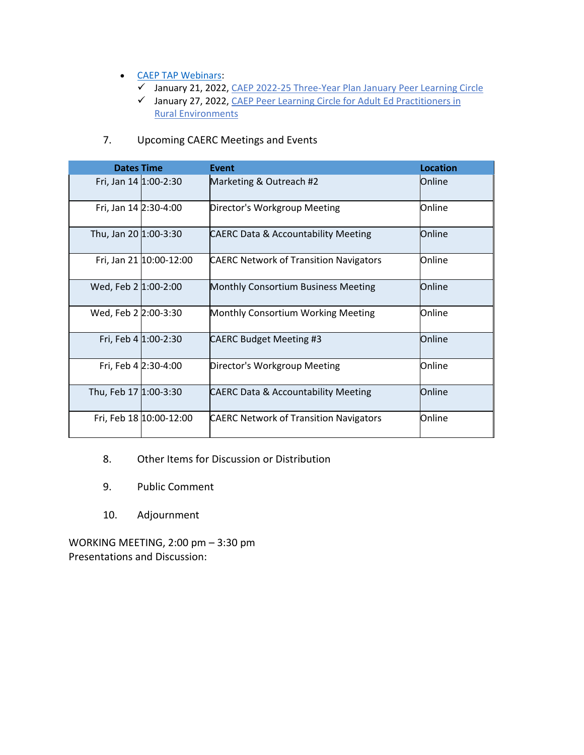- CAEP TAP Webinars:
  - ✓ January 21, 2022, CAEP 2022-25 Three-Year Plan January Peer Learning Circle
  - ✓ January 27, 2022, CAEP Peer Learning Circle for Adult Ed Practitioners in Rural Environments

7. Upcoming CAERC Meetings and Events

| Dates | Time | Event | Location |
|---|---|---|---|
| Fri, Jan 14 | 1:00-2:30 | Marketing & Outreach #2 | Online |
| Fri, Jan 14 | 2:30-4:00 | Director's Workgroup Meeting | Online |
| Thu, Jan 20 | 1:00-3:30 | CAERC Data & Accountability Meeting | Online |
| Fri, Jan 21 | 10:00-12:00 | CAERC Network of Transition Navigators | Online |
| Wed, Feb 2 | 1:00-2:00 | Monthly Consortium Business Meeting | Online |
| Wed, Feb 2 | 2:00-3:30 | Monthly Consortium Working Meeting | Online |
| Fri, Feb 4 | 1:00-2:30 | CAERC Budget Meeting #3 | Online |
| Fri, Feb 4 | 2:30-4:00 | Director's Workgroup Meeting | Online |
| Thu, Feb 17 | 1:00-3:30 | CAERC Data & Accountability Meeting | Online |
| Fri, Feb 18 | 10:00-12:00 | CAERC Network of Transition Navigators | Online |

8. Other Items for Discussion or Distribution

9. Public Comment

10. Adjournment

WORKING MEETING, 2:00 pm – 3:30 pm
Presentations and Discussion: